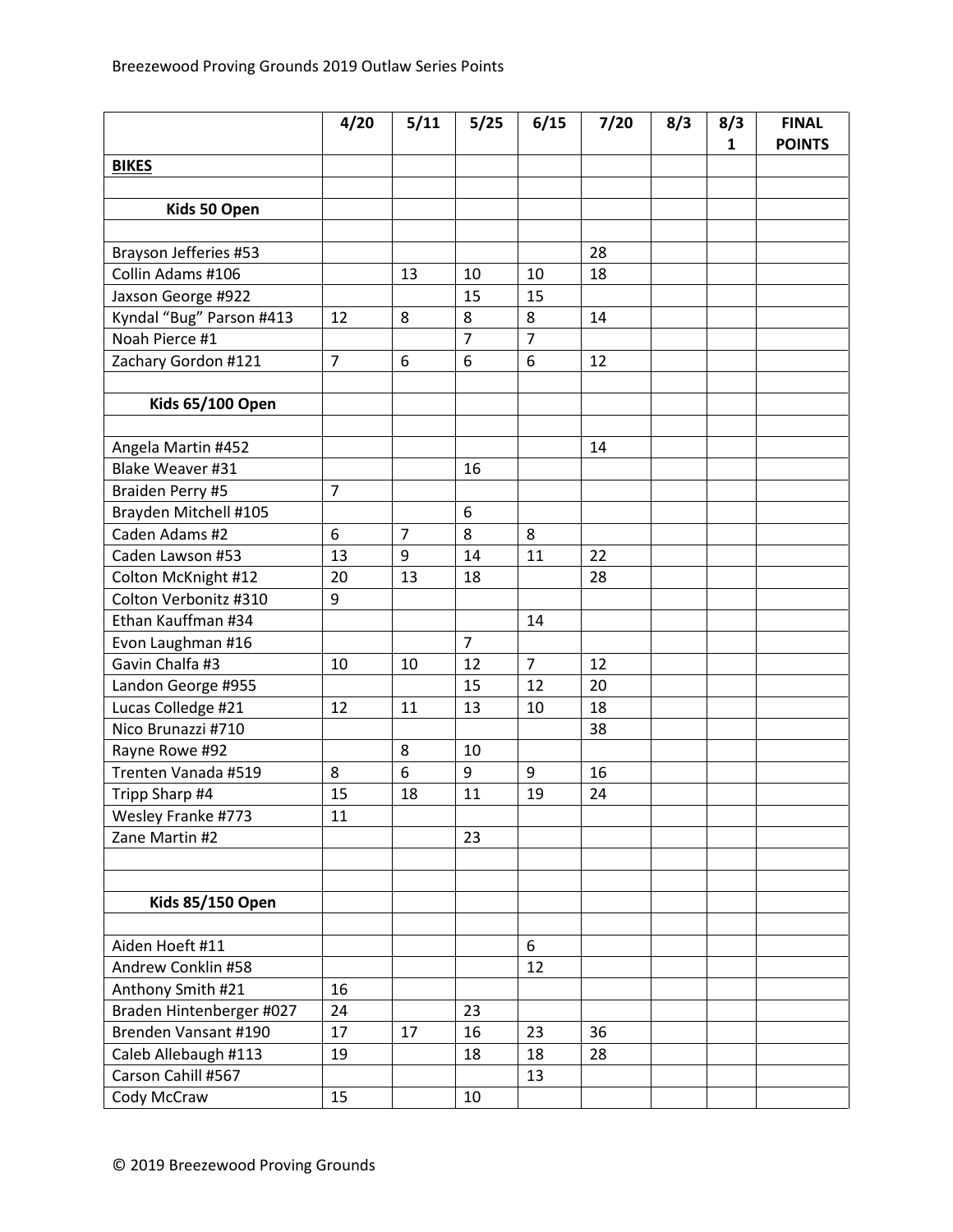Breezewood Proving Grounds 2019 Outlaw Series Points

| | 4/20 | 5/11 | 5/25 | 6/15 | 7/20 | 8/3 | 8/31 | FINAL POINTS |
|---|---|---|---|---|---|---|---|---|
| **BIKES** | | | | | | | | |
| | | | | | | | | |
| **Kids 50 Open** | | | | | | | | |
| | | | | | | | | |
| Brayson Jefferies #53 | | | | | 28 | | | |
| Collin Adams #106 | | 13 | 10 | 10 | 18 | | | |
| Jaxson George #922 | | | 15 | 15 | | | | |
| Kyndal "Bug" Parson #413 | 12 | 8 | 8 | 8 | 14 | | | |
| Noah Pierce #1 | | | 7 | 7 | | | | |
| Zachary Gordon #121 | 7 | 6 | 6 | 6 | 12 | | | |
| | | | | | | | | |
| **Kids 65/100 Open** | | | | | | | | |
| | | | | | | | | |
| Angela Martin #452 | | | | | 14 | | | |
| Blake Weaver #31 | | | 16 | | | | | |
| Braiden Perry #5 | 7 | | | | | | | |
| Brayden Mitchell #105 | | | 6 | | | | | |
| Caden Adams #2 | 6 | 7 | 8 | 8 | | | | |
| Caden Lawson #53 | 13 | 9 | 14 | 11 | 22 | | | |
| Colton McKnight #12 | 20 | 13 | 18 | | 28 | | | |
| Colton Verbonitz #310 | 9 | | | | | | | |
| Ethan Kauffman #34 | | | | 14 | | | | |
| Evon Laughman #16 | | | 7 | | | | | |
| Gavin Chalfa #3 | 10 | 10 | 12 | 7 | 12 | | | |
| Landon George #955 | | | 15 | 12 | 20 | | | |
| Lucas Colledge #21 | 12 | 11 | 13 | 10 | 18 | | | |
| Nico Brunazzi #710 | | | | | 38 | | | |
| Rayne Rowe #92 | | 8 | 10 | | | | | |
| Trenten Vanada #519 | 8 | 6 | 9 | 9 | 16 | | | |
| Tripp Sharp #4 | 15 | 18 | 11 | 19 | 24 | | | |
| Wesley Franke #773 | 11 | | | | | | | |
| Zane Martin #2 | | | 23 | | | | | |
| | | | | | | | | |
| | | | | | | | | |
| **Kids 85/150 Open** | | | | | | | | |
| | | | | | | | | |
| Aiden Hoeft #11 | | | | 6 | | | | |
| Andrew Conklin #58 | | | | 12 | | | | |
| Anthony Smith #21 | 16 | | | | | | | |
| Braden Hintenberger #027 | 24 | | 23 | | | | | |
| Brenden Vansant #190 | 17 | 17 | 16 | 23 | 36 | | | |
| Caleb Allebaugh #113 | 19 | | 18 | 18 | 28 | | | |
| Carson Cahill #567 | | | | 13 | | | | |
| Cody McCraw | 15 | | 10 | | | | | |

© 2019 Breezewood Proving Grounds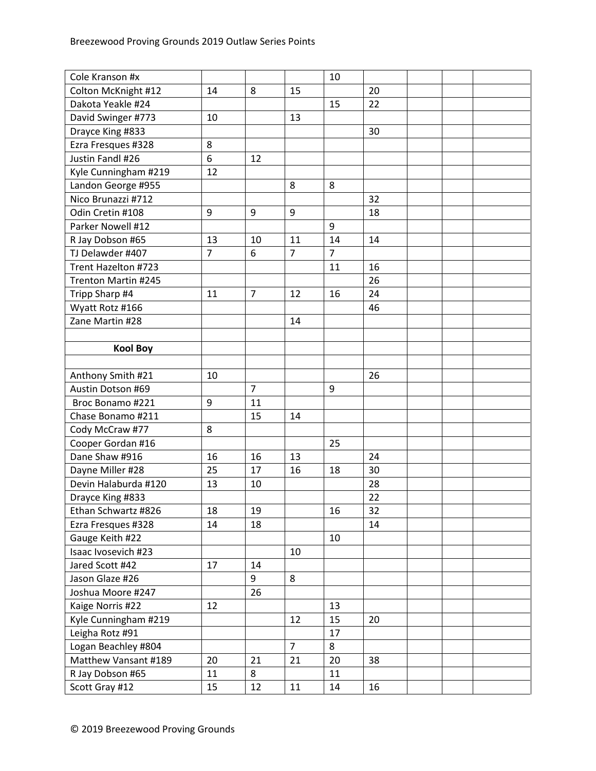| | | | | | | | | |
|---|---|---|---|---|---|---|---|---|
| Cole Kranson #x | | | | 10 | | | | |
| Colton McKnight #12 | 14 | 8 | 15 | | 20 | | | |
| Dakota Yeakle #24 | | | | 15 | 22 | | | |
| David Swinger #773 | 10 | | 13 | | | | | |
| Drayce King #833 | | | | | 30 | | | |
| Ezra Fresques #328 | 8 | | | | | | | |
| Justin Fandl #26 | 6 | 12 | | | | | | |
| Kyle Cunningham #219 | 12 | | | | | | | |
| Landon George #955 | | | 8 | 8 | | | | |
| Nico Brunazzi #712 | | | | | 32 | | | |
| Odin Cretin #108 | 9 | 9 | 9 | | 18 | | | |
| Parker Nowell #12 | | | | 9 | | | | |
| R Jay Dobson #65 | 13 | 10 | 11 | 14 | 14 | | | |
| TJ Delawder #407 | 7 | 6 | 7 | 7 | | | | |
| Trent Hazelton #723 | | | | 11 | 16 | | | |
| Trenton Martin #245 | | | | | 26 | | | |
| Tripp Sharp #4 | 11 | 7 | 12 | 16 | 24 | | | |
| Wyatt Rotz #166 | | | | | 46 | | | |
| Zane Martin #28 | | | 14 | | | | | |
| | | | | | | | | |
| **Kool Boy** | | | | | | | | |
| | | | | | | | | |
| Anthony Smith #21 | 10 | | | | 26 | | | |
| Austin Dotson #69 | | 7 | | 9 | | | | |
| Broc Bonamo #221 | 9 | 11 | | | | | | |
| Chase Bonamo #211 | | 15 | 14 | | | | | |
| Cody McCraw #77 | 8 | | | | | | | |
| Cooper Gordan #16 | | | | 25 | | | | |
| Dane Shaw #916 | 16 | 16 | 13 | | 24 | | | |
| Dayne Miller #28 | 25 | 17 | 16 | 18 | 30 | | | |
| Devin Halaburda #120 | 13 | 10 | | | 28 | | | |
| Drayce King #833 | | | | | 22 | | | |
| Ethan Schwartz #826 | 18 | 19 | | 16 | 32 | | | |
| Ezra Fresques #328 | 14 | 18 | | | 14 | | | |
| Gauge Keith #22 | | | | 10 | | | | |
| Isaac Ivosevich #23 | | | 10 | | | | | |
| Jared Scott #42 | 17 | 14 | | | | | | |
| Jason Glaze #26 | | 9 | 8 | | | | | |
| Joshua Moore #247 | | 26 | | | | | | |
| Kaige Norris #22 | 12 | | | 13 | | | | |
| Kyle Cunningham #219 | | | 12 | 15 | 20 | | | |
| Leigha Rotz #91 | | | | 17 | | | | |
| Logan Beachley #804 | | | 7 | 8 | | | | |
| Matthew Vansant #189 | 20 | 21 | 21 | 20 | 38 | | | |
| R Jay Dobson #65 | 11 | 8 | | 11 | | | | |
| Scott Gray #12 | 15 | 12 | 11 | 14 | 16 | | | |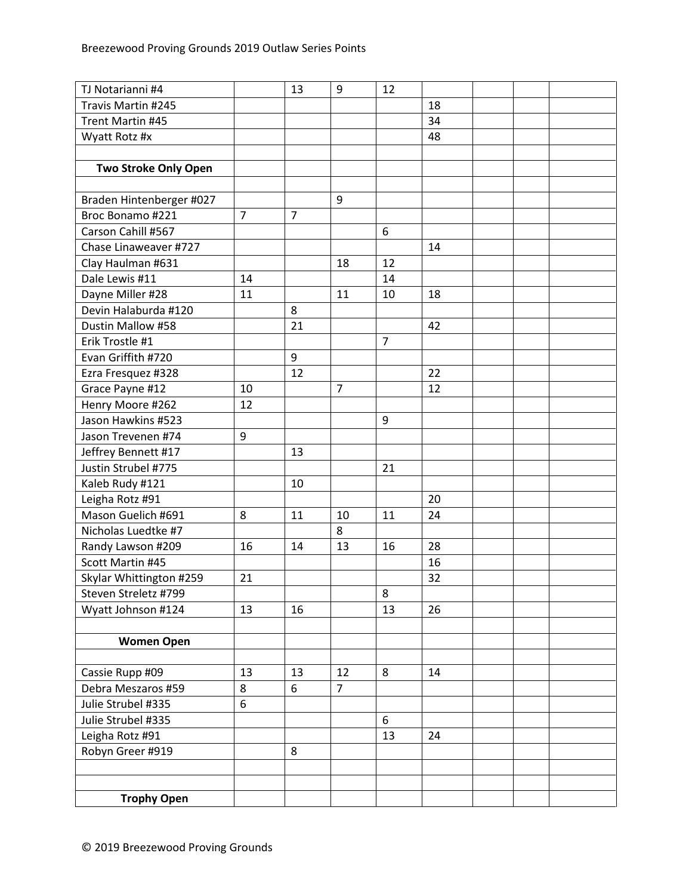| | | | | | | | | |
|---|---|---|---|---|---|---|---|---|
| TJ Notarianni #4 | | 13 | 9 | 12 | | | | |
| Travis Martin #245 | | | | | 18 | | | |
| Trent Martin #45 | | | | | 34 | | | |
| Wyatt Rotz #x | | | | | 48 | | | |
| | | | | | | | | |
| **Two Stroke Only Open** | | | | | | | | |
| | | | | | | | | |
| Braden Hintenberger #027 | | | 9 | | | | | |
| Broc Bonamo #221 | 7 | 7 | | | | | | |
| Carson Cahill #567 | | | | 6 | | | | |
| Chase Linaweaver #727 | | | | | 14 | | | |
| Clay Haulman #631 | | | 18 | 12 | | | | |
| Dale Lewis #11 | 14 | | | 14 | | | | |
| Dayne Miller #28 | 11 | | 11 | 10 | 18 | | | |
| Devin Halaburda #120 | | 8 | | | | | | |
| Dustin Mallow #58 | | 21 | | | 42 | | | |
| Erik Trostle #1 | | | | 7 | | | | |
| Evan Griffith #720 | | 9 | | | | | | |
| Ezra Fresquez #328 | | 12 | | | 22 | | | |
| Grace Payne #12 | 10 | | 7 | | 12 | | | |
| Henry Moore #262 | 12 | | | | | | | |
| Jason Hawkins #523 | | | | 9 | | | | |
| Jason Trevenen #74 | 9 | | | | | | | |
| Jeffrey Bennett #17 | | 13 | | | | | | |
| Justin Strubel #775 | | | | 21 | | | | |
| Kaleb Rudy #121 | | 10 | | | | | | |
| Leigha Rotz #91 | | | | | 20 | | | |
| Mason Guelich #691 | 8 | 11 | 10 | 11 | 24 | | | |
| Nicholas Luedtke #7 | | | 8 | | | | | |
| Randy Lawson #209 | 16 | 14 | 13 | 16 | 28 | | | |
| Scott Martin #45 | | | | | 16 | | | |
| Skylar Whittington #259 | 21 | | | | 32 | | | |
| Steven Streletz #799 | | | | 8 | | | | |
| Wyatt Johnson #124 | 13 | 16 | | 13 | 26 | | | |
| | | | | | | | | |
| **Women Open** | | | | | | | | |
| | | | | | | | | |
| Cassie Rupp #09 | 13 | 13 | 12 | 8 | 14 | | | |
| Debra Meszaros #59 | 8 | 6 | 7 | | | | | |
| Julie Strubel #335 | 6 | | | | | | | |
| Julie Strubel #335 | | | | 6 | | | | |
| Leigha Rotz #91 | | | | 13 | 24 | | | |
| Robyn Greer #919 | | 8 | | | | | | |
| | | | | | | | | |
| | | | | | | | | |
| **Trophy Open** | | | | | | | | |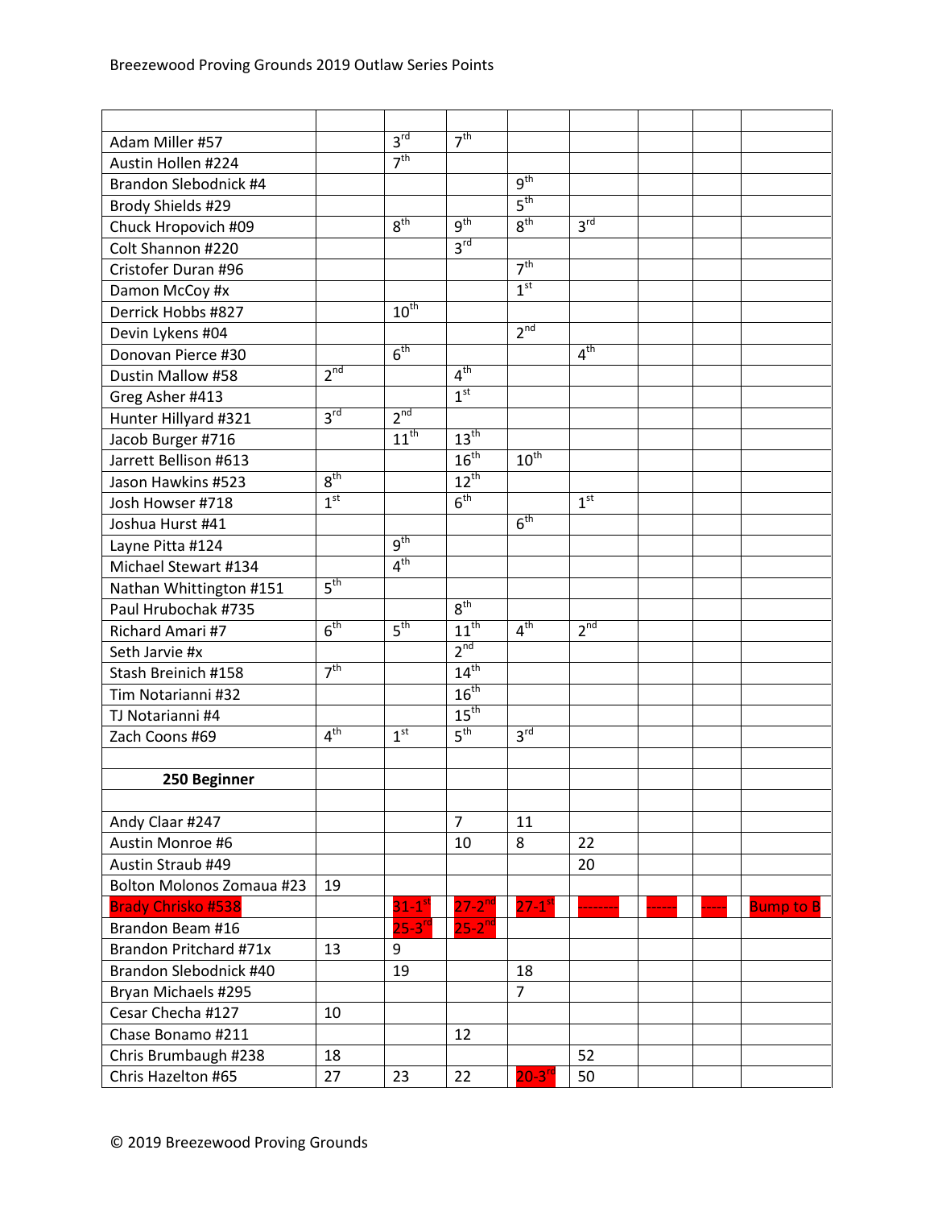Breezewood Proving Grounds 2019 Outlaw Series Points

| | | | | | | | | |
|---|---|---|---|---|---|---|---|---|
| Adam Miller #57 | | 3rd | 7th | | | | | |
| Austin Hollen #224 | | 7th | | | | | | |
| Brandon Slebodnick #4 | | | | 9th | | | | |
| Brody Shields #29 | | | | 5th | | | | |
| Chuck Hropovich #09 | | 8th | 9th | 8th | 3rd | | | |
| Colt Shannon #220 | | | 3rd | | | | | |
| Cristofer Duran #96 | | | | 7th | | | | |
| Damon McCoy #x | | | | 1st | | | | |
| Derrick Hobbs #827 | | 10th | | | | | | |
| Devin Lykens #04 | | | | 2nd | | | | |
| Donovan Pierce #30 | | 6th | | | 4th | | | |
| Dustin Mallow #58 | 2nd | | 4th | | | | | |
| Greg Asher #413 | | | 1st | | | | | |
| Hunter Hillyard #321 | 3rd | 2nd | | | | | | |
| Jacob Burger #716 | | 11th | 13th | | | | | |
| Jarrett Bellison #613 | | | 16th | 10th | | | | |
| Jason Hawkins #523 | 8th | | 12th | | | | | |
| Josh Howser #718 | 1st | | 6th | | 1st | | | |
| Joshua Hurst #41 | | | | 6th | | | | |
| Layne Pitta #124 | | 9th | | | | | | |
| Michael Stewart #134 | | 4th | | | | | | |
| Nathan Whittington #151 | 5th | | | | | | | |
| Paul Hrubochak #735 | | | 8th | | | | | |
| Richard Amari #7 | 6th | 5th | 11th | 4th | 2nd | | | |
| Seth Jarvie #x | | | 2nd | | | | | |
| Stash Breinich #158 | 7th | | 14th | | | | | |
| Tim Notarianni #32 | | | 16th | | | | | |
| TJ Notarianni #4 | | | 15th | | | | | |
| Zach Coons #69 | 4th | 1st | 5th | 3rd | | | | |
| | | | | | | | | |
| **250 Beginner** | | | | | | | | |
| | | | | | | | | |
| Andy Claar #247 | | | 7 | 11 | | | | |
| Austin Monroe #6 | | | 10 | 8 | 22 | | | |
| Austin Straub #49 | | | | | 20 | | | |
| Bolton Molonos Zomaua #23 | 19 | | | | | | | |
| Brady Chrisko #538 | | 31-1st | 27-2nd | 27-1st | -------- | ------ | ----- | Bump to B |
| Brandon Beam #16 | | 25-3rd | 25-2nd | | | | | |
| Brandon Pritchard #71x | 13 | 9 | | | | | | |
| Brandon Slebodnick #40 | | 19 | | 18 | | | | |
| Bryan Michaels #295 | | | | 7 | | | | |
| Cesar Checha #127 | 10 | | | | | | | |
| Chase Bonamo #211 | | | 12 | | | | | |
| Chris Brumbaugh #238 | 18 | | | | 52 | | | |
| Chris Hazelton #65 | 27 | 23 | 22 | 20-3rd | 50 | | | |

© 2019 Breezewood Proving Grounds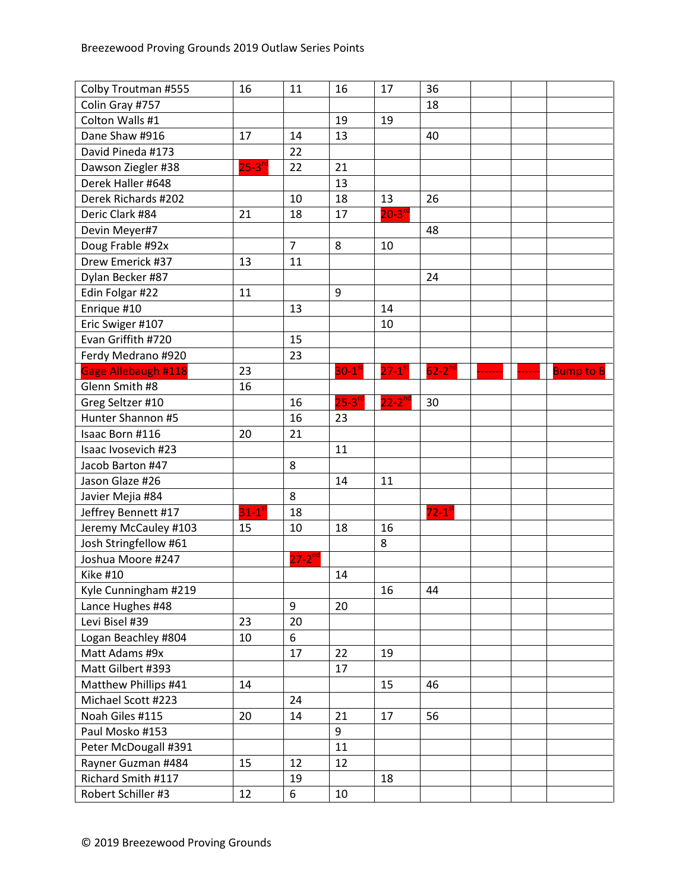| Colby Troutman #555 | 16 | 11 | 16 | 17 | 36 | | | |
|---|---|---|---|---|---|---|---|---|
| Colin Gray #757 | | | | | 18 | | | |
| Colton Walls #1 | | | 19 | 19 | | | | |
| Dane Shaw #916 | 17 | 14 | 13 | | 40 | | | |
| David Pineda #173 | | 22 | | | | | | |
| Dawson Ziegler #38 | 25-3rd | 22 | 21 | | | | | |
| Derek Haller #648 | | | 13 | | | | | |
| Derek Richards #202 | | 10 | 18 | 13 | 26 | | | |
| Deric Clark #84 | 21 | 18 | 17 | 20-3rd | | | | |
| Devin Meyer#7 | | | | | 48 | | | |
| Doug Frable #92x | | 7 | 8 | 10 | | | | |
| Drew Emerick #37 | 13 | 11 | | | | | | |
| Dylan Becker #87 | | | | | 24 | | | |
| Edin Folgar #22 | 11 | | 9 | | | | | |
| Enrique #10 | | 13 | | 14 | | | | |
| Eric Swiger #107 | | | | 10 | | | | |
| Evan Griffith #720 | | 15 | | | | | | |
| Ferdy Medrano #920 | | 23 | | | | | | |
| Gage Allebaugh #118 | 23 | | 30-1st | 27-1st | 62-2nd | ------- | ------ | Bump to B |
| Glenn Smith #8 | 16 | | | | | | | |
| Greg Seltzer #10 | | 16 | 25-3rd | 22-2nd | 30 | | | |
| Hunter Shannon #5 | | 16 | 23 | | | | | |
| Isaac Born #116 | 20 | 21 | | | | | | |
| Isaac Ivosevich #23 | | | 11 | | | | | |
| Jacob Barton #47 | | 8 | | | | | | |
| Jason Glaze #26 | | | 14 | 11 | | | | |
| Javier Mejia #84 | | 8 | | | | | | |
| Jeffrey Bennett #17 | 31-1st | 18 | | | 72-1st | | | |
| Jeremy McCauley #103 | 15 | 10 | 18 | 16 | | | | |
| Josh Stringfellow #61 | | | | 8 | | | | |
| Joshua Moore #247 | | 27-2nd | | | | | | |
| Kike #10 | | | 14 | | | | | |
| Kyle Cunningham #219 | | | | 16 | 44 | | | |
| Lance Hughes #48 | | 9 | 20 | | | | | |
| Levi Bisel #39 | 23 | 20 | | | | | | |
| Logan Beachley #804 | 10 | 6 | | | | | | |
| Matt Adams #9x | | 17 | 22 | 19 | | | | |
| Matt Gilbert #393 | | | 17 | | | | | |
| Matthew Phillips #41 | 14 | | | 15 | 46 | | | |
| Michael Scott #223 | | 24 | | | | | | |
| Noah Giles #115 | 20 | 14 | 21 | 17 | 56 | | | |
| Paul Mosko #153 | | | 9 | | | | | |
| Peter McDougall #391 | | | 11 | | | | | |
| Rayner Guzman #484 | 15 | 12 | 12 | | | | | |
| Richard Smith #117 | | 19 | | 18 | | | | |
| Robert Schiller #3 | 12 | 6 | 10 | | | | | |

© 2019 Breezewood Proving Grounds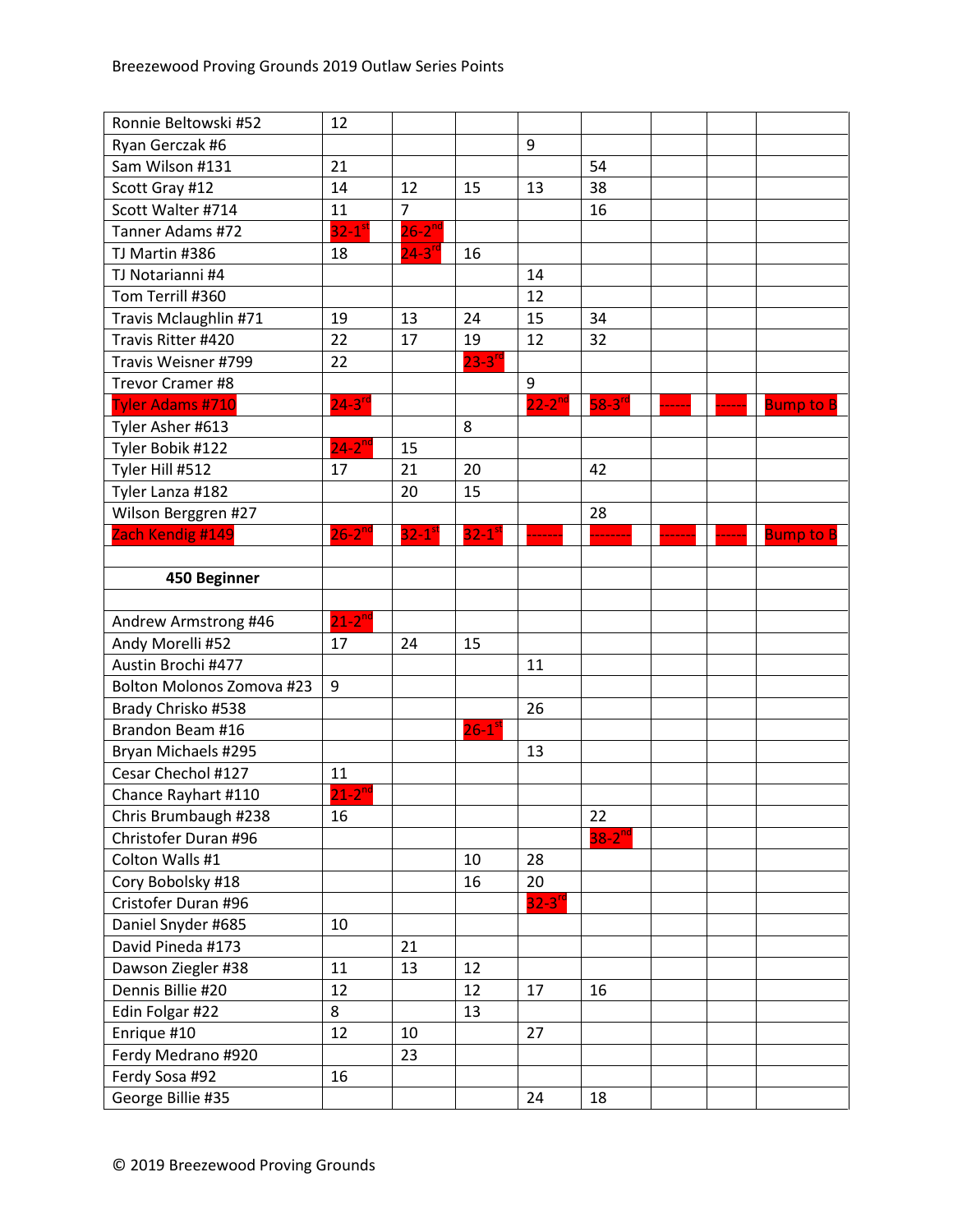| | | | | | | | | |
|---|---|---|---|---|---|---|---|---|
| Ronnie Beltowski #52 | 12 | | | | | | | |
| Ryan Gerczak #6 | | | | 9 | | | | |
| Sam Wilson #131 | 21 | | | | 54 | | | |
| Scott Gray #12 | 14 | 12 | 15 | 13 | 38 | | | |
| Scott Walter #714 | 11 | 7 | | | 16 | | | |
| Tanner Adams #72 | 32-1st | 26-2nd | | | | | | |
| TJ Martin #386 | 18 | 24-3rd | 16 | | | | | |
| TJ Notarianni #4 | | | | 14 | | | | |
| Tom Terrill #360 | | | | 12 | | | | |
| Travis Mclaughlin #71 | 19 | 13 | 24 | 15 | 34 | | | |
| Travis Ritter #420 | 22 | 17 | 19 | 12 | 32 | | | |
| Travis Weisner #799 | 22 | | 23-3rd | | | | | |
| Trevor Cramer #8 | | | | 9 | | | | |
| Tyler Adams #710 | 24-3rd | | | 22-2nd | 58-3rd | ------ | ------ | Bump to B |
| Tyler Asher #613 | | | 8 | | | | | |
| Tyler Bobik #122 | 24-2nd | 15 | | | | | | |
| Tyler Hill #512 | 17 | 21 | 20 | | 42 | | | |
| Tyler Lanza #182 | | 20 | 15 | | | | | |
| Wilson Berggren #27 | | | | | 28 | | | |
| Zach Kendig #149 | 26-2nd | 32-1st | 32-1st | ------- | -------- | ------- | ------ | Bump to B |
| | | | | | | | | |
| **450 Beginner** | | | | | | | | |
| | | | | | | | | |
| Andrew Armstrong #46 | 21-2nd | | | | | | | |
| Andy Morelli #52 | 17 | 24 | 15 | | | | | |
| Austin Brochi #477 | | | | 11 | | | | |
| Bolton Molonos Zomova #23 | 9 | | | | | | | |
| Brady Chrisko #538 | | | | 26 | | | | |
| Brandon Beam #16 | | | 26-1st | | | | | |
| Bryan Michaels #295 | | | | 13 | | | | |
| Cesar Chechol #127 | 11 | | | | | | | |
| Chance Rayhart #110 | 21-2nd | | | | | | | |
| Chris Brumbaugh #238 | 16 | | | | 22 | | | |
| Christofer Duran #96 | | | | | 38-2nd | | | |
| Colton Walls #1 | | | 10 | 28 | | | | |
| Cory Bobolsky #18 | | | 16 | 20 | | | | |
| Cristofer Duran #96 | | | | 32-3rd | | | | |
| Daniel Snyder #685 | 10 | | | | | | | |
| David Pineda #173 | | 21 | | | | | | |
| Dawson Ziegler #38 | 11 | 13 | 12 | | | | | |
| Dennis Billie #20 | 12 | | 12 | 17 | 16 | | | |
| Edin Folgar #22 | 8 | | 13 | | | | | |
| Enrique #10 | 12 | 10 | | 27 | | | | |
| Ferdy Medrano #920 | | 23 | | | | | | |
| Ferdy Sosa #92 | 16 | | | | | | | |
| George Billie #35 | | | | 24 | 18 | | | |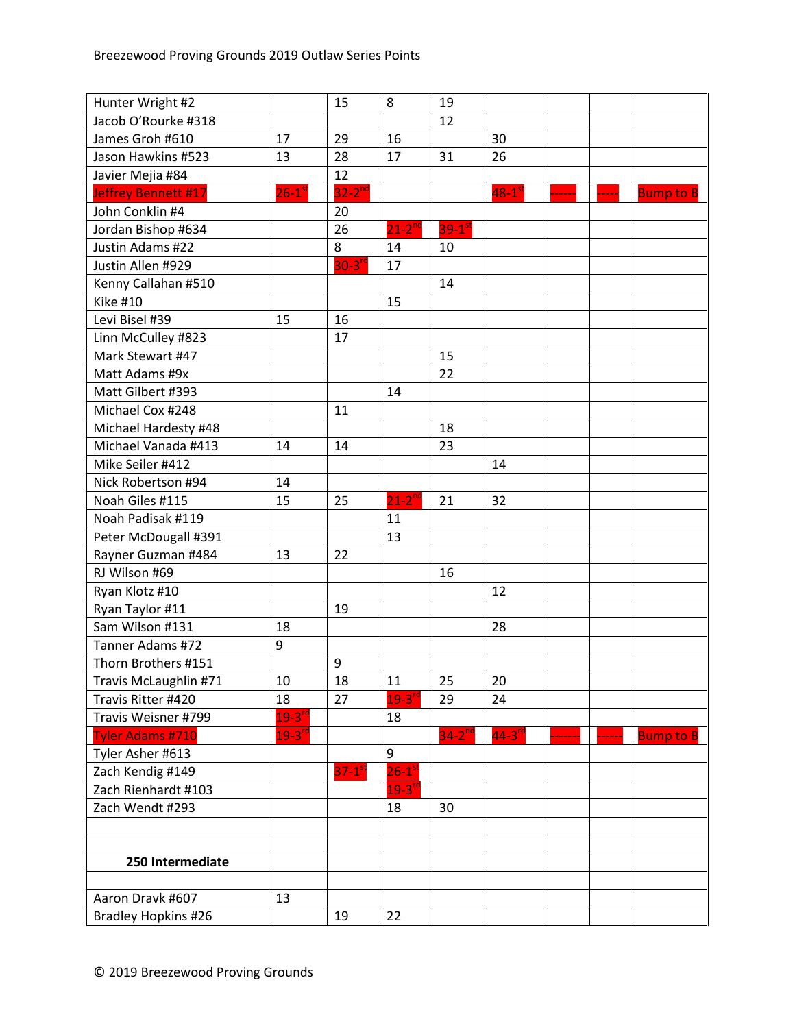| | | | | | | | | |
|---|---|---|---|---|---|---|---|---|
| Hunter Wright #2 | | 15 | 8 | 19 | | | | |
| Jacob O'Rourke #318 | | | | 12 | | | | |
| James Groh #610 | 17 | 29 | 16 | | 30 | | | |
| Jason Hawkins #523 | 13 | 28 | 17 | 31 | 26 | | | |
| Javier Mejia #84 | | 12 | | | | | | |
| Jeffrey Bennett #17 | 26-1st | 32-2nd | | | 48-1st | ------ | ----- | Bump to B |
| John Conklin #4 | | 20 | | | | | | |
| Jordan Bishop #634 | | 26 | 21-2nd | 39-1st | | | | |
| Justin Adams #22 | | 8 | 14 | 10 | | | | |
| Justin Allen #929 | | 30-3rd | 17 | | | | | |
| Kenny Callahan #510 | | | | 14 | | | | |
| Kike #10 | | | 15 | | | | | |
| Levi Bisel #39 | 15 | 16 | | | | | | |
| Linn McCulley #823 | | 17 | | | | | | |
| Mark Stewart #47 | | | | 15 | | | | |
| Matt Adams #9x | | | | 22 | | | | |
| Matt Gilbert #393 | | | 14 | | | | | |
| Michael Cox #248 | | 11 | | | | | | |
| Michael Hardesty #48 | | | | 18 | | | | |
| Michael Vanada #413 | 14 | 14 | | 23 | | | | |
| Mike Seiler #412 | | | | | 14 | | | |
| Nick Robertson #94 | 14 | | | | | | | |
| Noah Giles #115 | 15 | 25 | 21-2nd | 21 | 32 | | | |
| Noah Padisak #119 | | | 11 | | | | | |
| Peter McDougall #391 | | | 13 | | | | | |
| Rayner Guzman #484 | 13 | 22 | | | | | | |
| RJ Wilson #69 | | | | 16 | | | | |
| Ryan Klotz #10 | | | | | 12 | | | |
| Ryan Taylor #11 | | 19 | | | | | | |
| Sam Wilson #131 | 18 | | | | 28 | | | |
| Tanner Adams #72 | 9 | | | | | | | |
| Thorn Brothers #151 | | 9 | | | | | | |
| Travis McLaughlin #71 | 10 | 18 | 11 | 25 | 20 | | | |
| Travis Ritter #420 | 18 | 27 | 19-3rd | 29 | 24 | | | |
| Travis Weisner #799 | 19-3rd | | 18 | | | | | |
| Tyler Adams #710 | 19-3rd | | | 34-2nd | 44-3rd | ------- | ------ | Bump to B |
| Tyler Asher #613 | | | 9 | | | | | |
| Zach Kendig #149 | | 37-1st | 26-1st | | | | | |
| Zach Rienhardt #103 | | | 19-3rd | | | | | |
| Zach Wendt #293 | | | 18 | 30 | | | | |
| | | | | | | | | |
| | | | | | | | | |
| **250 Intermediate** | | | | | | | | |
| | | | | | | | | |
| Aaron Dravk #607 | 13 | | | | | | | |
| Bradley Hopkins #26 | | 19 | 22 | | | | | |

© 2019 Breezewood Proving Grounds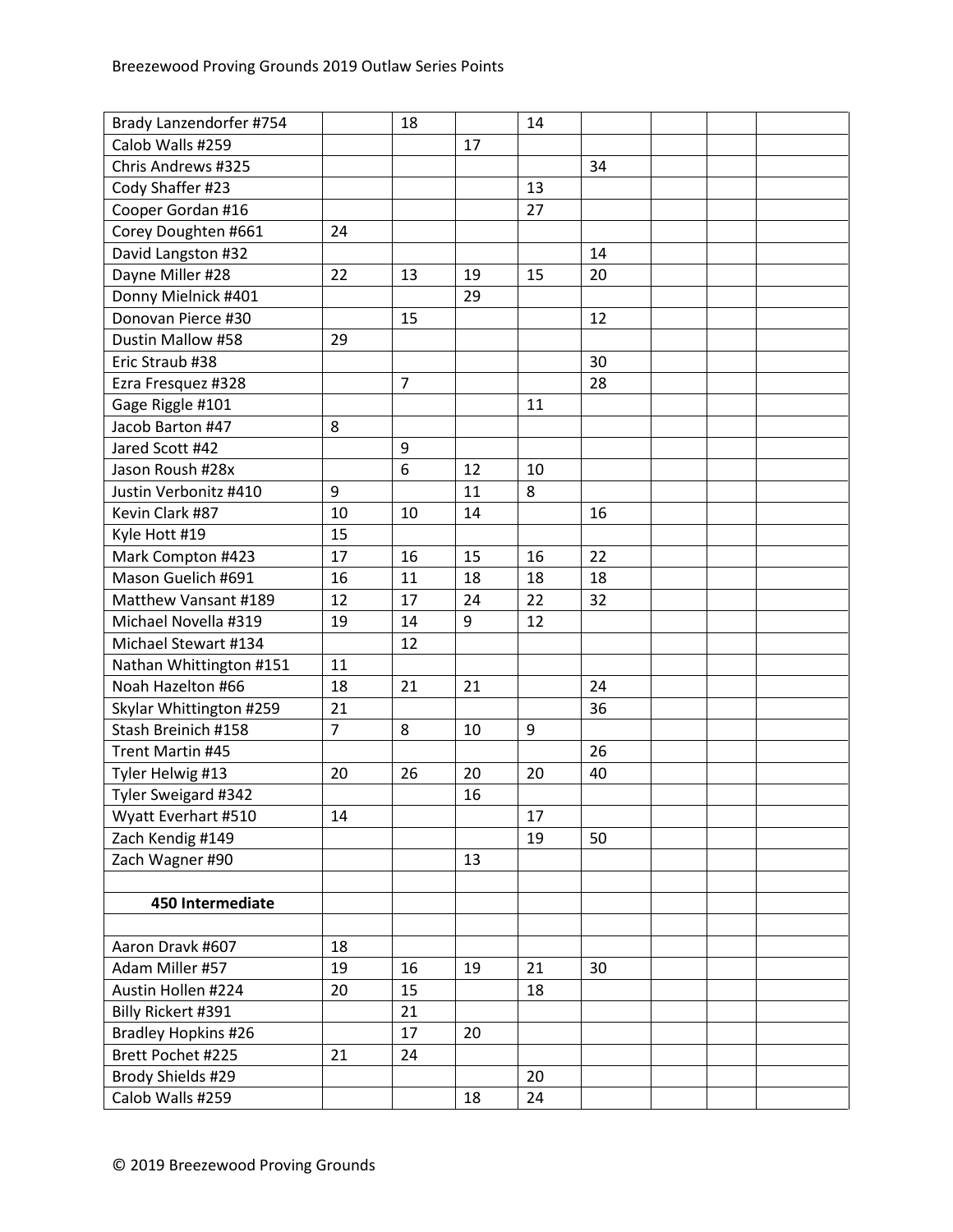| | | | | | | | | |
|---|---|---|---|---|---|---|---|---|
| Brady Lanzendorfer #754 | | 18 | | 14 | | | | |
| Calob Walls #259 | | | 17 | | | | | |
| Chris Andrews #325 | | | | | 34 | | | |
| Cody Shaffer #23 | | | | 13 | | | | |
| Cooper Gordan #16 | | | | 27 | | | | |
| Corey Doughten #661 | 24 | | | | | | | |
| David Langston #32 | | | | | 14 | | | |
| Dayne Miller #28 | 22 | 13 | 19 | 15 | 20 | | | |
| Donny Mielnick #401 | | | 29 | | | | | |
| Donovan Pierce #30 | | 15 | | | 12 | | | |
| Dustin Mallow #58 | 29 | | | | | | | |
| Eric Straub #38 | | | | | 30 | | | |
| Ezra Fresquez #328 | | 7 | | | 28 | | | |
| Gage Riggle #101 | | | | 11 | | | | |
| Jacob Barton #47 | 8 | | | | | | | |
| Jared Scott #42 | | 9 | | | | | | |
| Jason Roush #28x | | 6 | 12 | 10 | | | | |
| Justin Verbonitz #410 | 9 | | 11 | 8 | | | | |
| Kevin Clark #87 | 10 | 10 | 14 | | 16 | | | |
| Kyle Hott #19 | 15 | | | | | | | |
| Mark Compton #423 | 17 | 16 | 15 | 16 | 22 | | | |
| Mason Guelich #691 | 16 | 11 | 18 | 18 | 18 | | | |
| Matthew Vansant #189 | 12 | 17 | 24 | 22 | 32 | | | |
| Michael Novella #319 | 19 | 14 | 9 | 12 | | | | |
| Michael Stewart #134 | | 12 | | | | | | |
| Nathan Whittington #151 | 11 | | | | | | | |
| Noah Hazelton #66 | 18 | 21 | 21 | | 24 | | | |
| Skylar Whittington #259 | 21 | | | | 36 | | | |
| Stash Breinich #158 | 7 | 8 | 10 | 9 | | | | |
| Trent Martin #45 | | | | | 26 | | | |
| Tyler Helwig #13 | 20 | 26 | 20 | 20 | 40 | | | |
| Tyler Sweigard #342 | | | 16 | | | | | |
| Wyatt Everhart #510 | 14 | | | 17 | | | | |
| Zach Kendig #149 | | | | 19 | 50 | | | |
| Zach Wagner #90 | | | 13 | | | | | |
| | | | | | | | | |
| **450 Intermediate** | | | | | | | | |
| | | | | | | | | |
| Aaron Dravk #607 | 18 | | | | | | | |
| Adam Miller #57 | 19 | 16 | 19 | 21 | 30 | | | |
| Austin Hollen #224 | 20 | 15 | | 18 | | | | |
| Billy Rickert #391 | | 21 | | | | | | |
| Bradley Hopkins #26 | | 17 | 20 | | | | | |
| Brett Pochet #225 | 21 | 24 | | | | | | |
| Brody Shields #29 | | | | 20 | | | | |
| Calob Walls #259 | | | 18 | 24 | | | | |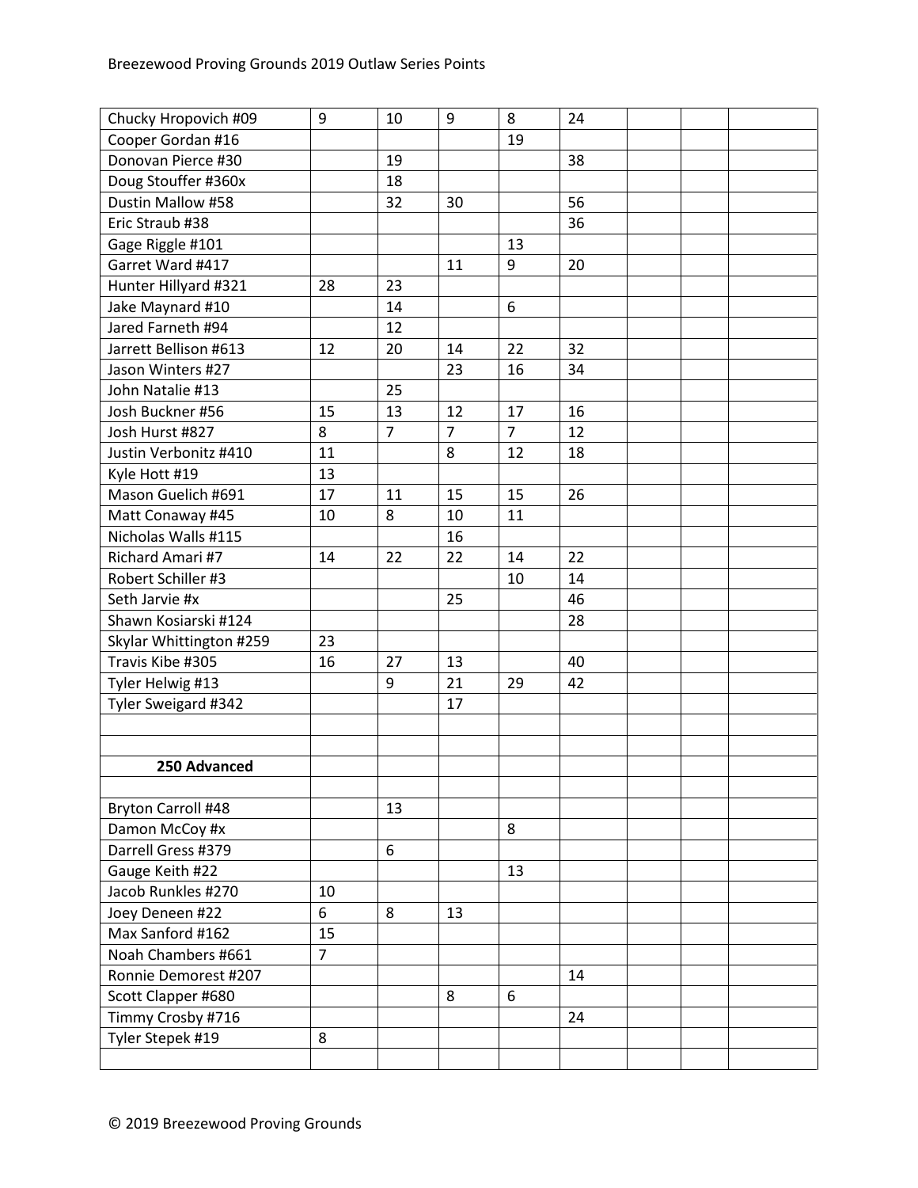| | | | | | | | | |
|---|---|---|---|---|---|---|---|---|
| Chucky Hropovich #09 | 9 | 10 | 9 | 8 | 24 | | | |
| Cooper Gordan #16 | | | | 19 | | | | |
| Donovan Pierce #30 | | 19 | | | 38 | | | |
| Doug Stouffer #360x | | 18 | | | | | | |
| Dustin Mallow #58 | | 32 | 30 | | 56 | | | |
| Eric Straub #38 | | | | | 36 | | | |
| Gage Riggle #101 | | | | 13 | | | | |
| Garret Ward #417 | | | 11 | 9 | 20 | | | |
| Hunter Hillyard #321 | 28 | 23 | | | | | | |
| Jake Maynard #10 | | 14 | | 6 | | | | |
| Jared Farneth #94 | | 12 | | | | | | |
| Jarrett Bellison #613 | 12 | 20 | 14 | 22 | 32 | | | |
| Jason Winters #27 | | | 23 | 16 | 34 | | | |
| John Natalie #13 | | 25 | | | | | | |
| Josh Buckner #56 | 15 | 13 | 12 | 17 | 16 | | | |
| Josh Hurst #827 | 8 | 7 | 7 | 7 | 12 | | | |
| Justin Verbonitz #410 | 11 | | 8 | 12 | 18 | | | |
| Kyle Hott #19 | 13 | | | | | | | |
| Mason Guelich #691 | 17 | 11 | 15 | 15 | 26 | | | |
| Matt Conaway #45 | 10 | 8 | 10 | 11 | | | | |
| Nicholas Walls #115 | | | 16 | | | | | |
| Richard Amari #7 | 14 | 22 | 22 | 14 | 22 | | | |
| Robert Schiller #3 | | | | 10 | 14 | | | |
| Seth Jarvie #x | | | 25 | | 46 | | | |
| Shawn Kosiarski #124 | | | | | 28 | | | |
| Skylar Whittington #259 | 23 | | | | | | | |
| Travis Kibe #305 | 16 | 27 | 13 | | 40 | | | |
| Tyler Helwig #13 | | 9 | 21 | 29 | 42 | | | |
| Tyler Sweigard #342 | | | 17 | | | | | |
| | | | | | | | | |
| | | | | | | | | |
| **250 Advanced** | | | | | | | | |
| | | | | | | | | |
| Bryton Carroll #48 | | 13 | | | | | | |
| Damon McCoy #x | | | | 8 | | | | |
| Darrell Gress #379 | | 6 | | | | | | |
| Gauge Keith #22 | | | | 13 | | | | |
| Jacob Runkles #270 | 10 | | | | | | | |
| Joey Deneen #22 | 6 | 8 | 13 | | | | | |
| Max Sanford #162 | 15 | | | | | | | |
| Noah Chambers #661 | 7 | | | | | | | |
| Ronnie Demorest #207 | | | | | 14 | | | |
| Scott Clapper #680 | | | 8 | 6 | | | | |
| Timmy Crosby #716 | | | | | 24 | | | |
| Tyler Stepek #19 | 8 | | | | | | | |
| | | | | | | | | |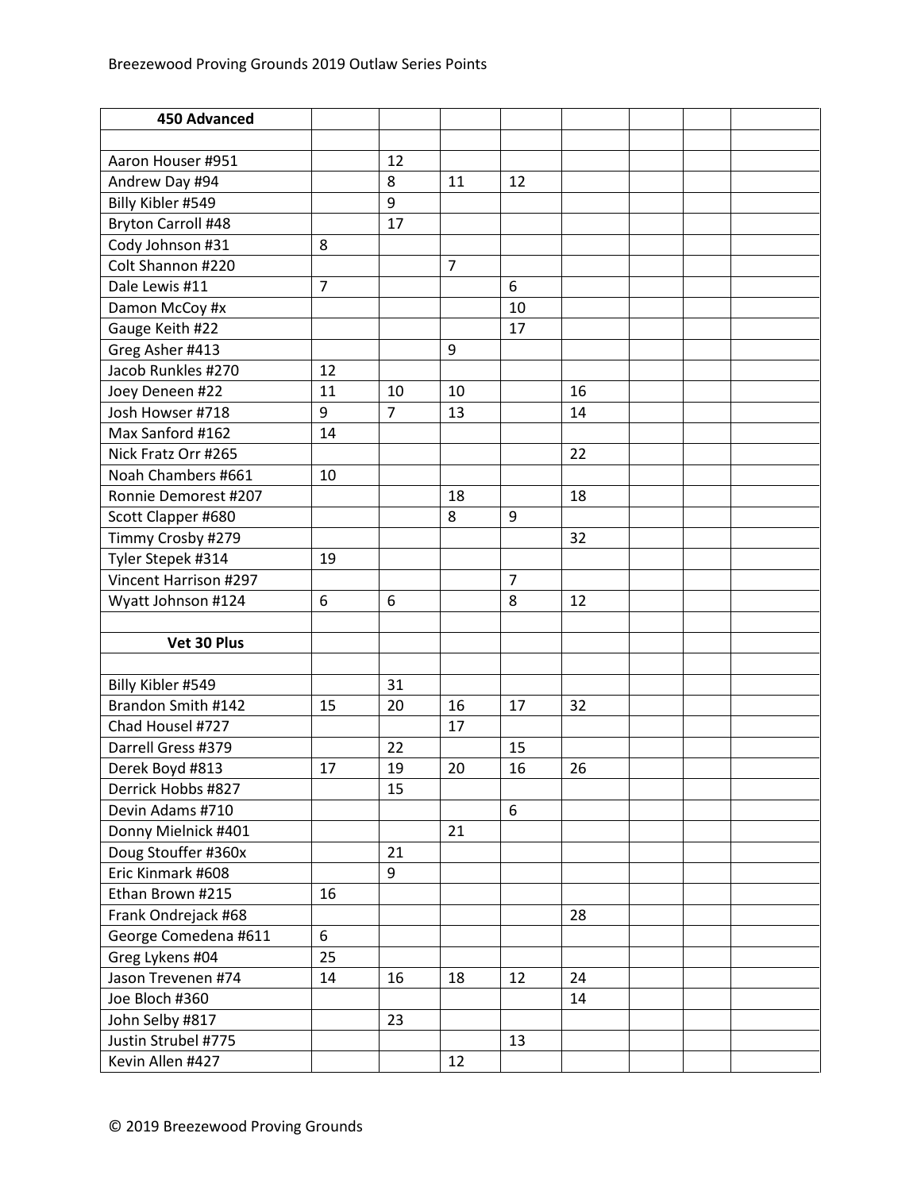| 450 Advanced | | | | | | | | |
|---|---|---|---|---|---|---|---|---|
| | | | | | | | | |
| Aaron Houser #951 | | 12 | | | | | | |
| Andrew Day #94 | | 8 | 11 | 12 | | | | |
| Billy Kibler #549 | | 9 | | | | | | |
| Bryton Carroll #48 | | 17 | | | | | | |
| Cody Johnson #31 | 8 | | | | | | | |
| Colt Shannon #220 | | | 7 | | | | | |
| Dale Lewis #11 | 7 | | | 6 | | | | |
| Damon McCoy #x | | | | 10 | | | | |
| Gauge Keith #22 | | | | 17 | | | | |
| Greg Asher #413 | | | 9 | | | | | |
| Jacob Runkles #270 | 12 | | | | | | | |
| Joey Deneen #22 | 11 | 10 | 10 | | 16 | | | |
| Josh Howser #718 | 9 | 7 | 13 | | 14 | | | |
| Max Sanford #162 | 14 | | | | | | | |
| Nick Fratz Orr #265 | | | | | 22 | | | |
| Noah Chambers #661 | 10 | | | | | | | |
| Ronnie Demorest #207 | | | 18 | | 18 | | | |
| Scott Clapper #680 | | | 8 | 9 | | | | |
| Timmy Crosby #279 | | | | | 32 | | | |
| Tyler Stepek #314 | 19 | | | | | | | |
| Vincent Harrison #297 | | | | 7 | | | | |
| Wyatt Johnson #124 | 6 | 6 | | 8 | 12 | | | |
| | | | | | | | | |
| **Vet 30 Plus** | | | | | | | | |
| | | | | | | | | |
| Billy Kibler #549 | | 31 | | | | | | |
| Brandon Smith #142 | 15 | 20 | 16 | 17 | 32 | | | |
| Chad Housel #727 | | | 17 | | | | | |
| Darrell Gress #379 | | 22 | | 15 | | | | |
| Derek Boyd #813 | 17 | 19 | 20 | 16 | 26 | | | |
| Derrick Hobbs #827 | | 15 | | | | | | |
| Devin Adams #710 | | | | 6 | | | | |
| Donny Mielnick #401 | | | 21 | | | | | |
| Doug Stouffer #360x | | 21 | | | | | | |
| Eric Kinmark #608 | | 9 | | | | | | |
| Ethan Brown #215 | 16 | | | | | | | |
| Frank Ondrejack #68 | | | | | 28 | | | |
| George Comedena #611 | 6 | | | | | | | |
| Greg Lykens #04 | 25 | | | | | | | |
| Jason Trevenen #74 | 14 | 16 | 18 | 12 | 24 | | | |
| Joe Bloch #360 | | | | | 14 | | | |
| John Selby #817 | | 23 | | | | | | |
| Justin Strubel #775 | | | | 13 | | | | |
| Kevin Allen #427 | | | 12 | | | | | |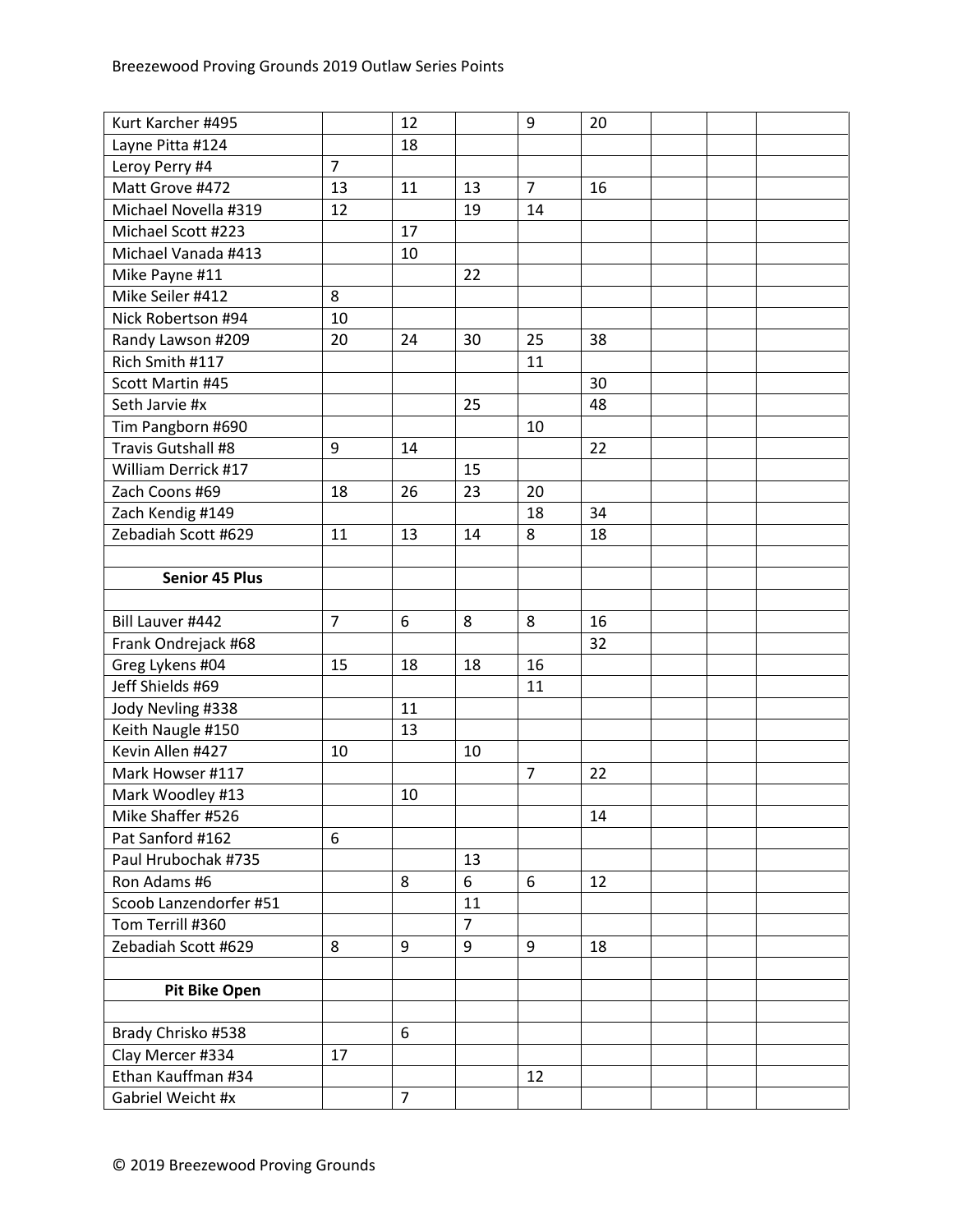| | | | | | | | | |
|---|---|---|---|---|---|---|---|---|
| Kurt Karcher #495 | | 12 | | 9 | 20 | | | |
| Layne Pitta #124 | | 18 | | | | | | |
| Leroy Perry #4 | 7 | | | | | | | |
| Matt Grove #472 | 13 | 11 | 13 | 7 | 16 | | | |
| Michael Novella #319 | 12 | | 19 | 14 | | | | |
| Michael Scott #223 | | 17 | | | | | | |
| Michael Vanada #413 | | 10 | | | | | | |
| Mike Payne #11 | | | 22 | | | | | |
| Mike Seiler #412 | 8 | | | | | | | |
| Nick Robertson #94 | 10 | | | | | | | |
| Randy Lawson #209 | 20 | 24 | 30 | 25 | 38 | | | |
| Rich Smith #117 | | | | 11 | | | | |
| Scott Martin #45 | | | | | 30 | | | |
| Seth Jarvie #x | | | 25 | | 48 | | | |
| Tim Pangborn #690 | | | | 10 | | | | |
| Travis Gutshall #8 | 9 | 14 | | | 22 | | | |
| William Derrick #17 | | | 15 | | | | | |
| Zach Coons #69 | 18 | 26 | 23 | 20 | | | | |
| Zach Kendig #149 | | | | 18 | 34 | | | |
| Zebadiah Scott #629 | 11 | 13 | 14 | 8 | 18 | | | |
| | | | | | | | | |
| **Senior 45 Plus** | | | | | | | | |
| | | | | | | | | |
| Bill Lauver #442 | 7 | 6 | 8 | 8 | 16 | | | |
| Frank Ondrejack #68 | | | | | 32 | | | |
| Greg Lykens #04 | 15 | 18 | 18 | 16 | | | | |
| Jeff Shields #69 | | | | 11 | | | | |
| Jody Nevling #338 | | 11 | | | | | | |
| Keith Naugle #150 | | 13 | | | | | | |
| Kevin Allen #427 | 10 | | 10 | | | | | |
| Mark Howser #117 | | | | 7 | 22 | | | |
| Mark Woodley #13 | | 10 | | | | | | |
| Mike Shaffer #526 | | | | | 14 | | | |
| Pat Sanford #162 | 6 | | | | | | | |
| Paul Hrubochak #735 | | | 13 | | | | | |
| Ron Adams #6 | | 8 | 6 | 6 | 12 | | | |
| Scoob Lanzendorfer #51 | | | 11 | | | | | |
| Tom Terrill #360 | | | 7 | | | | | |
| Zebadiah Scott #629 | 8 | 9 | 9 | 9 | 18 | | | |
| | | | | | | | | |
| **Pit Bike Open** | | | | | | | | |
| | | | | | | | | |
| Brady Chrisko #538 | | 6 | | | | | | |
| Clay Mercer #334 | 17 | | | | | | | |
| Ethan Kauffman #34 | | | | 12 | | | | |
| Gabriel Weicht #x | | 7 | | | | | | |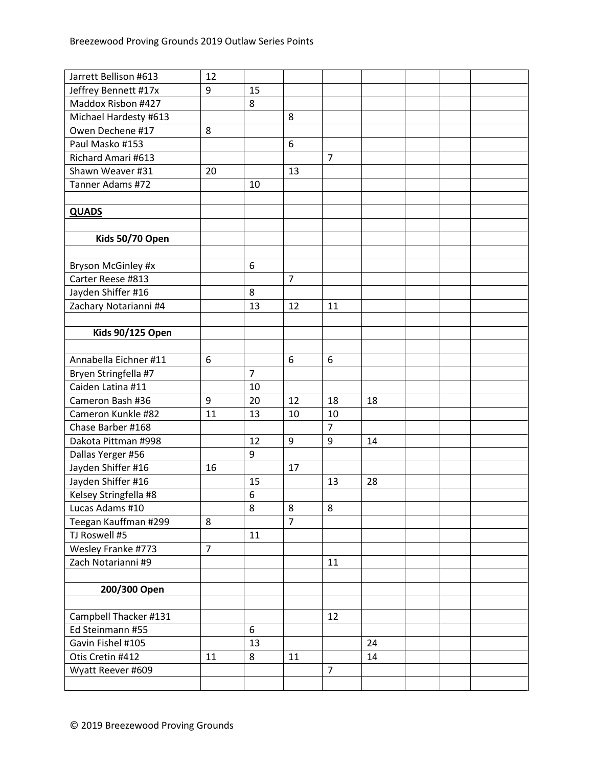| | | | | | | | | |
|---|---|---|---|---|---|---|---|---|
| Jarrett Bellison #613 | 12 | | | | | | | |
| Jeffrey Bennett #17x | 9 | 15 | | | | | | |
| Maddox Risbon #427 | | 8 | | | | | | |
| Michael Hardesty #613 | | | 8 | | | | | |
| Owen Dechene #17 | 8 | | | | | | | |
| Paul Masko #153 | | | 6 | | | | | |
| Richard Amari #613 | | | | 7 | | | | |
| Shawn Weaver #31 | 20 | | 13 | | | | | |
| Tanner Adams #72 | | 10 | | | | | | |
| | | | | | | | | |
| **QUADS** | | | | | | | | |
| | | | | | | | | |
| **Kids 50/70 Open** | | | | | | | | |
| | | | | | | | | |
| Bryson McGinley #x | | 6 | | | | | | |
| Carter Reese #813 | | | 7 | | | | | |
| Jayden Shiffer #16 | | 8 | | | | | | |
| Zachary Notarianni #4 | | 13 | 12 | 11 | | | | |
| | | | | | | | | |
| **Kids 90/125 Open** | | | | | | | | |
| | | | | | | | | |
| Annabella Eichner #11 | 6 | | 6 | 6 | | | | |
| Bryen Stringfella #7 | | 7 | | | | | | |
| Caiden Latina #11 | | 10 | | | | | | |
| Cameron Bash #36 | 9 | 20 | 12 | 18 | 18 | | | |
| Cameron Kunkle #82 | 11 | 13 | 10 | 10 | | | | |
| Chase Barber #168 | | | | 7 | | | | |
| Dakota Pittman #998 | | 12 | 9 | 9 | 14 | | | |
| Dallas Yerger #56 | | 9 | | | | | | |
| Jayden Shiffer #16 | 16 | | 17 | | | | | |
| Jayden Shiffer #16 | | 15 | | 13 | 28 | | | |
| Kelsey Stringfella #8 | | 6 | | | | | | |
| Lucas Adams #10 | | 8 | 8 | 8 | | | | |
| Teegan Kauffman #299 | 8 | | 7 | | | | | |
| TJ Roswell #5 | | 11 | | | | | | |
| Wesley Franke #773 | 7 | | | | | | | |
| Zach Notarianni #9 | | | | 11 | | | | |
| | | | | | | | | |
| **200/300 Open** | | | | | | | | |
| | | | | | | | | |
| Campbell Thacker #131 | | | | 12 | | | | |
| Ed Steinmann #55 | | 6 | | | | | | |
| Gavin Fishel #105 | | 13 | | | 24 | | | |
| Otis Cretin #412 | 11 | 8 | 11 | | 14 | | | |
| Wyatt Reever #609 | | | | 7 | | | | |
| | | | | | | | | |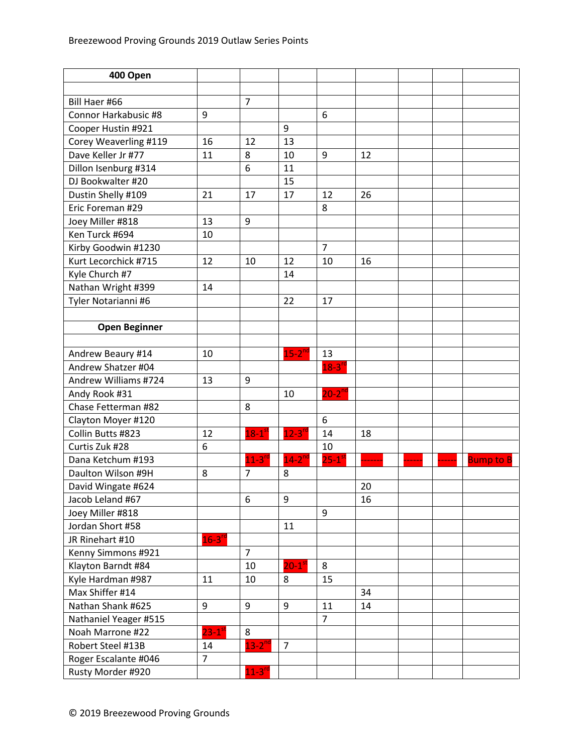| 400 Open | | | | | | | | |
|---|---|---|---|---|---|---|---|---|
| | | | | | | | | |
| Bill Haer #66 | | 7 | | | | | | |
| Connor Harkabusic #8 | 9 | | | 6 | | | | |
| Cooper Hustin #921 | | | 9 | | | | | |
| Corey Weaverling #119 | 16 | 12 | 13 | | | | | |
| Dave Keller Jr #77 | 11 | 8 | 10 | 9 | 12 | | | |
| Dillon Isenburg #314 | | 6 | 11 | | | | | |
| DJ Bookwalter #20 | | | 15 | | | | | |
| Dustin Shelly #109 | 21 | 17 | 17 | 12 | 26 | | | |
| Eric Foreman #29 | | | | 8 | | | | |
| Joey Miller #818 | 13 | 9 | | | | | | |
| Ken Turck #694 | 10 | | | | | | | |
| Kirby Goodwin #1230 | | | | 7 | | | | |
| Kurt Lecorchick #715 | 12 | 10 | 12 | 10 | 16 | | | |
| Kyle Church #7 | | | 14 | | | | | |
| Nathan Wright #399 | 14 | | | | | | | |
| Tyler Notarianni #6 | | | 22 | 17 | | | | |
| | | | | | | | | |
| **Open Beginner** | | | | | | | | |
| | | | | | | | | |
| Andrew Beaury #14 | 10 | | 15-2nd | 13 | | | | |
| Andrew Shatzer #04 | | | | 18-3rd | | | | |
| Andrew Williams #724 | 13 | 9 | | | | | | |
| Andy Rook #31 | | | 10 | 20-2nd | | | | |
| Chase Fetterman #82 | | 8 | | | | | | |
| Clayton Moyer #120 | | | | 6 | | | | |
| Collin Butts #823 | 12 | 18-1st | 12-3rd | 14 | 18 | | | |
| Curtis Zuk #28 | 6 | | | 10 | | | | |
| Dana Ketchum #193 | | 11-3rd | 14-2nd | 25-1st | ------- | ------ | ------ | Bump to B |
| Daulton Wilson #9H | 8 | 7 | 8 | | | | | |
| David Wingate #624 | | | | | 20 | | | |
| Jacob Leland #67 | | 6 | 9 | | 16 | | | |
| Joey Miller #818 | | | | 9 | | | | |
| Jordan Short #58 | | | 11 | | | | | |
| JR Rinehart #10 | 16-3rd | | | | | | | |
| Kenny Simmons #921 | | 7 | | | | | | |
| Klayton Barndt #84 | | 10 | 20-1st | 8 | | | | |
| Kyle Hardman #987 | 11 | 10 | 8 | 15 | | | | |
| Max Shiffer #14 | | | | | 34 | | | |
| Nathan Shank #625 | 9 | 9 | 9 | 11 | 14 | | | |
| Nathaniel Yeager #515 | | | | 7 | | | | |
| Noah Marrone #22 | 23-1st | 8 | | | | | | |
| Robert Steel #13B | 14 | 13-2nd | 7 | | | | | |
| Roger Escalante #046 | 7 | | | | | | | |
| Rusty Morder #920 | | 11-3rd | | | | | | |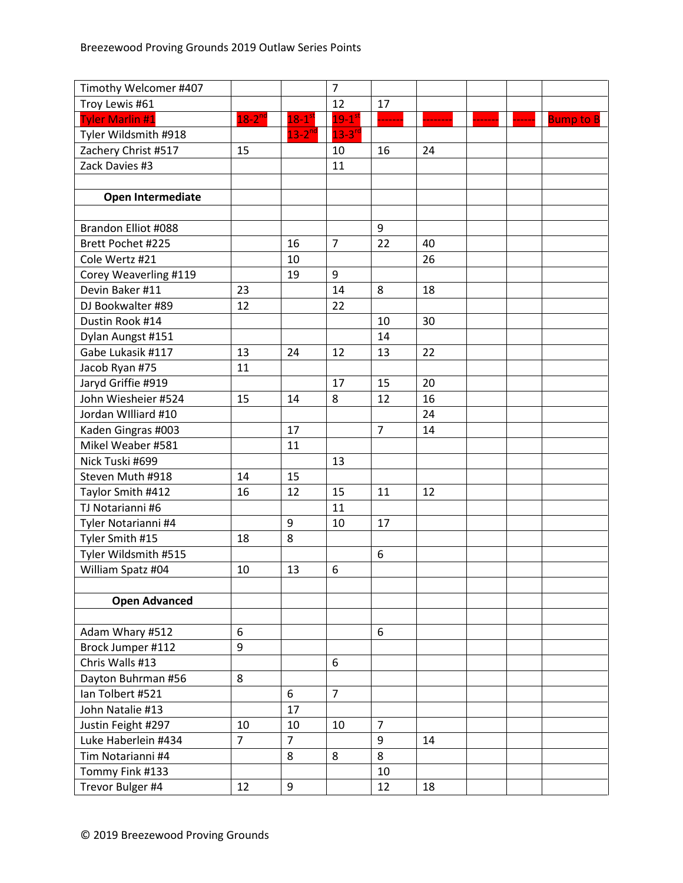| | | | | | | | | |
|---|---|---|---|---|---|---|---|---|
| Timothy Welcomer #407 | | | 7 | | | | | |
| Troy Lewis #61 | | | 12 | 17 | | | | |
| Tyler Marlin #1 | 18-2nd | 18-1st | 19-1st | ------- | -------- | ------- | ------ | Bump to B |
| Tyler Wildsmith #918 | | 13-2nd | 13-3rd | | | | | |
| Zachery Christ #517 | 15 | | 10 | 16 | 24 | | | |
| Zack Davies #3 | | | 11 | | | | | |
| | | | | | | | | |
| **Open Intermediate** | | | | | | | | |
| | | | | | | | | |
| Brandon Elliot #088 | | | | 9 | | | | |
| Brett Pochet #225 | | 16 | 7 | 22 | 40 | | | |
| Cole Wertz #21 | | 10 | | | 26 | | | |
| Corey Weaverling #119 | | 19 | 9 | | | | | |
| Devin Baker #11 | 23 | | 14 | 8 | 18 | | | |
| DJ Bookwalter #89 | 12 | | 22 | | | | | |
| Dustin Rook #14 | | | | 10 | 30 | | | |
| Dylan Aungst #151 | | | | 14 | | | | |
| Gabe Lukasik #117 | 13 | 24 | 12 | 13 | 22 | | | |
| Jacob Ryan #75 | 11 | | | | | | | |
| Jaryd Griffie #919 | | | 17 | 15 | 20 | | | |
| John Wiesheier #524 | 15 | 14 | 8 | 12 | 16 | | | |
| Jordan WIlliard #10 | | | | | 24 | | | |
| Kaden Gingras #003 | | 17 | | 7 | 14 | | | |
| Mikel Weaber #581 | | 11 | | | | | | |
| Nick Tuski #699 | | | 13 | | | | | |
| Steven Muth #918 | 14 | 15 | | | | | | |
| Taylor Smith #412 | 16 | 12 | 15 | 11 | 12 | | | |
| TJ Notarianni #6 | | | 11 | | | | | |
| Tyler Notarianni #4 | | 9 | 10 | 17 | | | | |
| Tyler Smith #15 | 18 | 8 | | | | | | |
| Tyler Wildsmith #515 | | | | 6 | | | | |
| William Spatz #04 | 10 | 13 | 6 | | | | | |
| | | | | | | | | |
| **Open Advanced** | | | | | | | | |
| | | | | | | | | |
| Adam Whary #512 | 6 | | | 6 | | | | |
| Brock Jumper #112 | 9 | | | | | | | |
| Chris Walls #13 | | | 6 | | | | | |
| Dayton Buhrman #56 | 8 | | | | | | | |
| Ian Tolbert #521 | | 6 | 7 | | | | | |
| John Natalie #13 | | 17 | | | | | | |
| Justin Feight #297 | 10 | 10 | 10 | 7 | | | | |
| Luke Haberlein #434 | 7 | 7 | | 9 | 14 | | | |
| Tim Notarianni #4 | | 8 | 8 | 8 | | | | |
| Tommy Fink #133 | | | | 10 | | | | |
| Trevor Bulger #4 | 12 | 9 | | 12 | 18 | | | |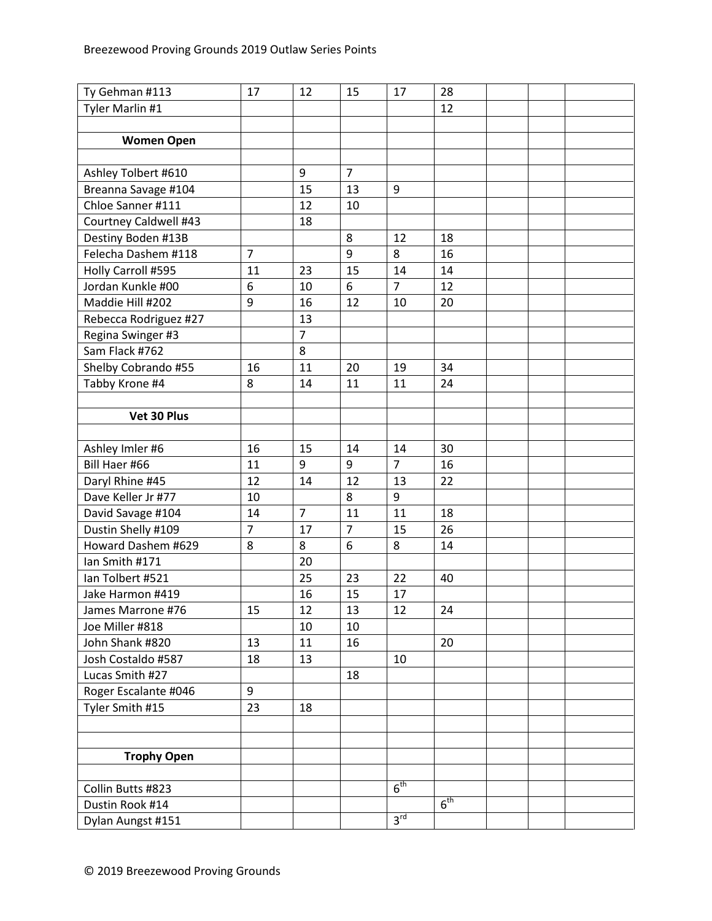| | | | | | | | | |
|---|---|---|---|---|---|---|---|---|
| Ty Gehman #113 | 17 | 12 | 15 | 17 | 28 | | | |
| Tyler Marlin #1 | | | | | 12 | | | |
| | | | | | | | | |
| **Women Open** | | | | | | | | |
| | | | | | | | | |
| Ashley Tolbert #610 | | 9 | 7 | | | | | |
| Breanna Savage #104 | | 15 | 13 | 9 | | | | |
| Chloe Sanner #111 | | 12 | 10 | | | | | |
| Courtney Caldwell #43 | | 18 | | | | | | |
| Destiny Boden #13B | | | 8 | 12 | 18 | | | |
| Felecha Dashem #118 | 7 | | 9 | 8 | 16 | | | |
| Holly Carroll #595 | 11 | 23 | 15 | 14 | 14 | | | |
| Jordan Kunkle #00 | 6 | 10 | 6 | 7 | 12 | | | |
| Maddie Hill #202 | 9 | 16 | 12 | 10 | 20 | | | |
| Rebecca Rodriguez #27 | | 13 | | | | | | |
| Regina Swinger #3 | | 7 | | | | | | |
| Sam Flack #762 | | 8 | | | | | | |
| Shelby Cobrando #55 | 16 | 11 | 20 | 19 | 34 | | | |
| Tabby Krone #4 | 8 | 14 | 11 | 11 | 24 | | | |
| | | | | | | | | |
| **Vet 30 Plus** | | | | | | | | |
| | | | | | | | | |
| Ashley Imler #6 | 16 | 15 | 14 | 14 | 30 | | | |
| Bill Haer #66 | 11 | 9 | 9 | 7 | 16 | | | |
| Daryl Rhine #45 | 12 | 14 | 12 | 13 | 22 | | | |
| Dave Keller Jr #77 | 10 | | 8 | 9 | | | | |
| David Savage #104 | 14 | 7 | 11 | 11 | 18 | | | |
| Dustin Shelly #109 | 7 | 17 | 7 | 15 | 26 | | | |
| Howard Dashem #629 | 8 | 8 | 6 | 8 | 14 | | | |
| Ian Smith #171 | | 20 | | | | | | |
| Ian Tolbert #521 | | 25 | 23 | 22 | 40 | | | |
| Jake Harmon #419 | | 16 | 15 | 17 | | | | |
| James Marrone #76 | 15 | 12 | 13 | 12 | 24 | | | |
| Joe Miller #818 | | 10 | 10 | | | | | |
| John Shank #820 | 13 | 11 | 16 | | 20 | | | |
| Josh Costaldo #587 | 18 | 13 | | 10 | | | | |
| Lucas Smith #27 | | | 18 | | | | | |
| Roger Escalante #046 | 9 | | | | | | | |
| Tyler Smith #15 | 23 | 18 | | | | | | |
| | | | | | | | | |
| | | | | | | | | |
| **Trophy Open** | | | | | | | | |
| | | | | | | | | |
| Collin Butts #823 | | | | 6th | | | | |
| Dustin Rook #14 | | | | | 6th | | | |
| Dylan Aungst #151 | | | | 3rd | | | | |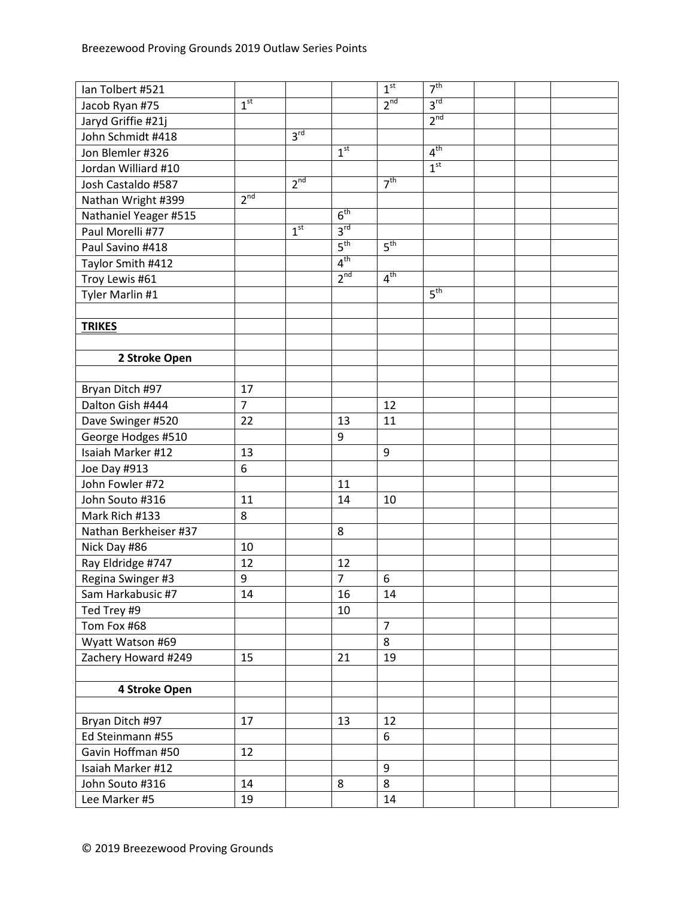| | | | | | | | | |
|---|---|---|---|---|---|---|---|---|
| Ian Tolbert #521 | | | | 1st | 7th | | | |
| Jacob Ryan #75 | 1st | | | 2nd | 3rd | | | |
| Jaryd Griffie #21j | | | | | 2nd | | | |
| John Schmidt #418 | | 3rd | | | | | | |
| Jon Blemler #326 | | | 1st | | 4th | | | |
| Jordan Williard #10 | | | | | 1st | | | |
| Josh Castaldo #587 | | 2nd | | 7th | | | | |
| Nathan Wright #399 | 2nd | | | | | | | |
| Nathaniel Yeager #515 | | | 6th | | | | | |
| Paul Morelli #77 | | 1st | 3rd | | | | | |
| Paul Savino #418 | | | 5th | 5th | | | | |
| Taylor Smith #412 | | | 4th | | | | | |
| Troy Lewis #61 | | | 2nd | 4th | | | | |
| Tyler Marlin #1 | | | | | 5th | | | |
| | | | | | | | | |
| **TRIKES** | | | | | | | | |
| | | | | | | | | |
| **2 Stroke Open** | | | | | | | | |
| | | | | | | | | |
| Bryan Ditch #97 | 17 | | | | | | | |
| Dalton Gish #444 | 7 | | | 12 | | | | |
| Dave Swinger #520 | 22 | | 13 | 11 | | | | |
| George Hodges #510 | | | 9 | | | | | |
| Isaiah Marker #12 | 13 | | | 9 | | | | |
| Joe Day #913 | 6 | | | | | | | |
| John Fowler #72 | | | 11 | | | | | |
| John Souto #316 | 11 | | 14 | 10 | | | | |
| Mark Rich #133 | 8 | | | | | | | |
| Nathan Berkheiser #37 | | | 8 | | | | | |
| Nick Day #86 | 10 | | | | | | | |
| Ray Eldridge #747 | 12 | | 12 | | | | | |
| Regina Swinger #3 | 9 | | 7 | 6 | | | | |
| Sam Harkabusic #7 | 14 | | 16 | 14 | | | | |
| Ted Trey #9 | | | 10 | | | | | |
| Tom Fox #68 | | | | 7 | | | | |
| Wyatt Watson #69 | | | | 8 | | | | |
| Zachery Howard #249 | 15 | | 21 | 19 | | | | |
| | | | | | | | | |
| **4 Stroke Open** | | | | | | | | |
| | | | | | | | | |
| Bryan Ditch #97 | 17 | | 13 | 12 | | | | |
| Ed Steinmann #55 | | | | 6 | | | | |
| Gavin Hoffman #50 | 12 | | | | | | | |
| Isaiah Marker #12 | | | | 9 | | | | |
| John Souto #316 | 14 | | 8 | 8 | | | | |
| Lee Marker #5 | 19 | | | 14 | | | | |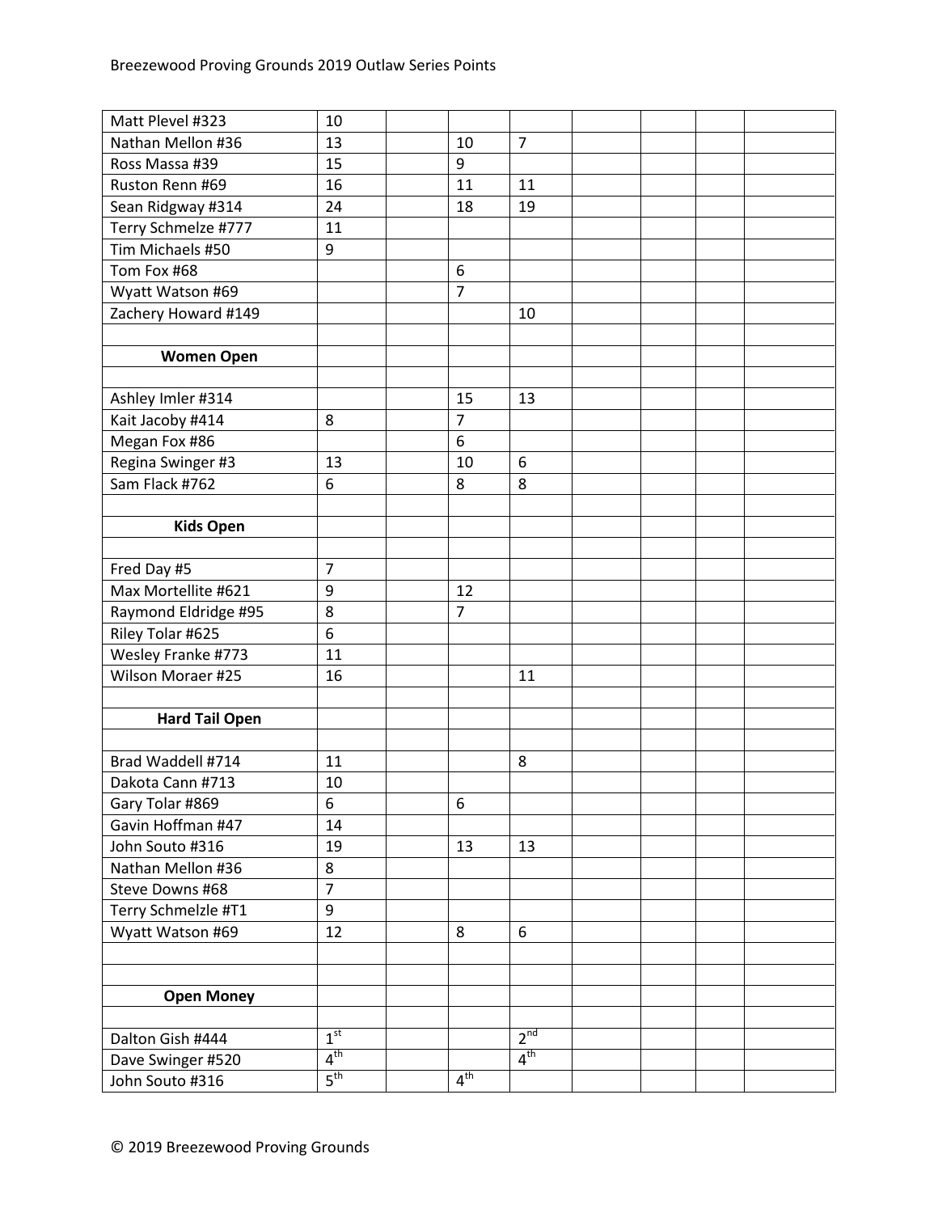| | | | | | | | | |
|---|---|---|---|---|---|---|---|---|
| Matt Plevel #323 | 10 | | | | | | | |
| Nathan Mellon #36 | 13 | | 10 | 7 | | | | |
| Ross Massa #39 | 15 | | 9 | | | | | |
| Ruston Renn #69 | 16 | | 11 | 11 | | | | |
| Sean Ridgway #314 | 24 | | 18 | 19 | | | | |
| Terry Schmelze #777 | 11 | | | | | | | |
| Tim Michaels #50 | 9 | | | | | | | |
| Tom Fox #68 | | | 6 | | | | | |
| Wyatt Watson #69 | | | 7 | | | | | |
| Zachery Howard #149 | | | | 10 | | | | |
| | | | | | | | | |
| **Women Open** | | | | | | | | |
| | | | | | | | | |
| Ashley Imler #314 | | | 15 | 13 | | | | |
| Kait Jacoby #414 | 8 | | 7 | | | | | |
| Megan Fox #86 | | | 6 | | | | | |
| Regina Swinger #3 | 13 | | 10 | 6 | | | | |
| Sam Flack #762 | 6 | | 8 | 8 | | | | |
| | | | | | | | | |
| **Kids Open** | | | | | | | | |
| | | | | | | | | |
| Fred Day #5 | 7 | | | | | | | |
| Max Mortellite #621 | 9 | | 12 | | | | | |
| Raymond Eldridge #95 | 8 | | 7 | | | | | |
| Riley Tolar #625 | 6 | | | | | | | |
| Wesley Franke #773 | 11 | | | | | | | |
| Wilson Moraer #25 | 16 | | | 11 | | | | |
| | | | | | | | | |
| **Hard Tail Open** | | | | | | | | |
| | | | | | | | | |
| Brad Waddell #714 | 11 | | | 8 | | | | |
| Dakota Cann #713 | 10 | | | | | | | |
| Gary Tolar #869 | 6 | | 6 | | | | | |
| Gavin Hoffman #47 | 14 | | | | | | | |
| John Souto #316 | 19 | | 13 | 13 | | | | |
| Nathan Mellon #36 | 8 | | | | | | | |
| Steve Downs #68 | 7 | | | | | | | |
| Terry Schmelzle #T1 | 9 | | | | | | | |
| Wyatt Watson #69 | 12 | | 8 | 6 | | | | |
| | | | | | | | | |
| | | | | | | | | |
| **Open Money** | | | | | | | | |
| | | | | | | | | |
| Dalton Gish #444 | 1st | | | 2nd | | | | |
| Dave Swinger #520 | 4th | | | 4th | | | | |
| John Souto #316 | 5th | | 4th | | | | | |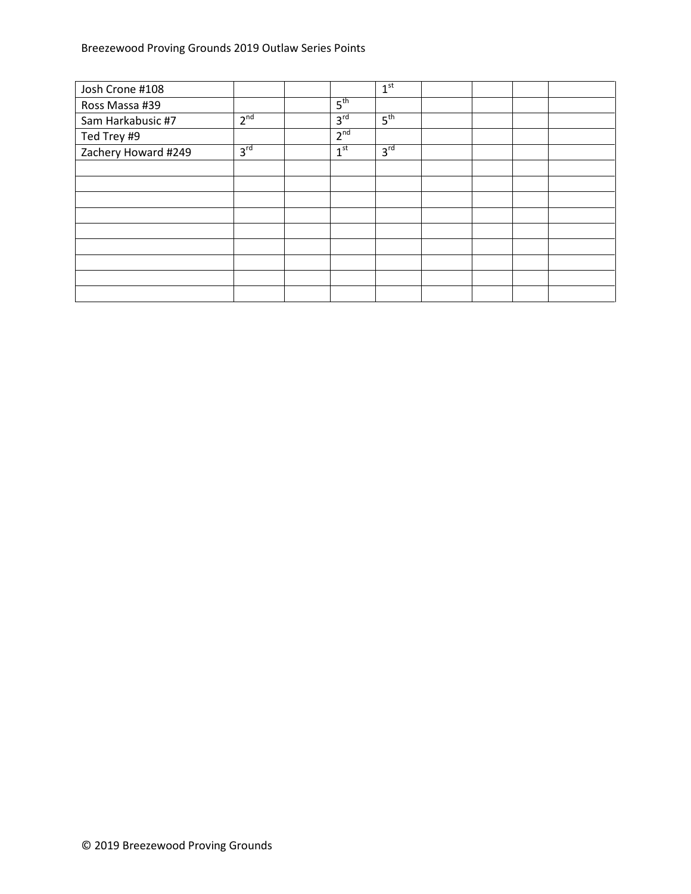| | | | | | | | | |
|---|---|---|---|---|---|---|---|---|
| Josh Crone #108 | | | | 1st | | | | |
| Ross Massa #39 | | | 5th | | | | | |
| Sam Harkabusic #7 | 2nd | | 3rd | 5th | | | | |
| Ted Trey #9 | | | 2nd | | | | | |
| Zachery Howard #249 | 3rd | | 1st | 3rd | | | | |
| | | | | | | | | |
| | | | | | | | | |
| | | | | | | | | |
| | | | | | | | | |
| | | | | | | | | |
| | | | | | | | | |
| | | | | | | | | |
| | | | | | | | | |
| | | | | | | | | |